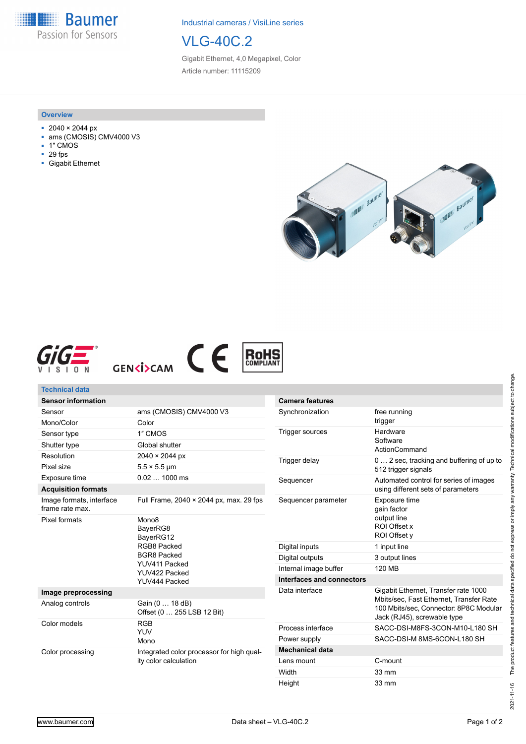Industrial cameras / VisiLine series

# VLG-40C.2

Gigabit Ethernet, 4,0 Megapixel, Color

Article number: 11115209

## Overview

- 2040 × 2044 px
- ams (CMOSIS) CMV4000 V3
- 1″ CMOS
- 29 fps
- Gigabit Ethernet

## Technical data

| Sensor information | |
|---|---|
| Sensor | ams (CMOSIS) CMV4000 V3 |
| Mono/Color | Color |
| Sensor type | 1″ CMOS |
| Shutter type | Global shutter |
| Resolution | 2040 × 2044 px |
| Pixel size | 5.5 × 5.5 µm |
| Exposure time | 0.02 … 1000 ms |
| **Acquisition formats** | |
| Image formats, interface frame rate max. | Full Frame, 2040 × 2044 px, max. 29 fps |
| Pixel formats | Mono8<br>BayerRG8<br>BayerRG12<br>RGB8 Packed<br>BGR8 Packed<br>YUV411 Packed<br>YUV422 Packed<br>YUV444 Packed |
| **Image preprocessing** | |
| Analog controls | Gain (0 … 18 dB)<br>Offset (0 … 255 LSB 12 Bit) |
| Color models | RGB<br>YUV<br>Mono |
| Color processing | Integrated color processor for high quality color calculation |

| Camera features | |
|---|---|
| Synchronization | free running<br>trigger |
| Trigger sources | Hardware<br>Software<br>ActionCommand |
| Trigger delay | 0 … 2 sec, tracking and buffering of up to 512 trigger signals |
| Sequencer | Automated control for series of images using different sets of parameters |
| Sequencer parameter | Exposure time<br>gain factor<br>output line<br>ROI Offset x<br>ROI Offset y |
| Digital inputs | 1 input line |
| Digital outputs | 3 output lines |
| Internal image buffer | 120 MB |
| **Interfaces and connectors** | |
| Data interface | Gigabit Ethernet, Transfer rate 1000 Mbits/sec, Fast Ethernet, Transfer Rate 100 Mbits/sec, Connector: 8P8C Modular Jack (RJ45), screwable type |
| Process interface | SACC-DSI-M8FS-3CON-M10-L180 SH |
| Power supply | SACC-DSI-M 8MS-6CON-L180 SH |
| **Mechanical data** | |
| Lens mount | C-mount |
| Width | 33 mm |
| Height | 33 mm |

2021-11-16 The product features and technical data specified do not express or imply any warranty. Technical modifications subject to change.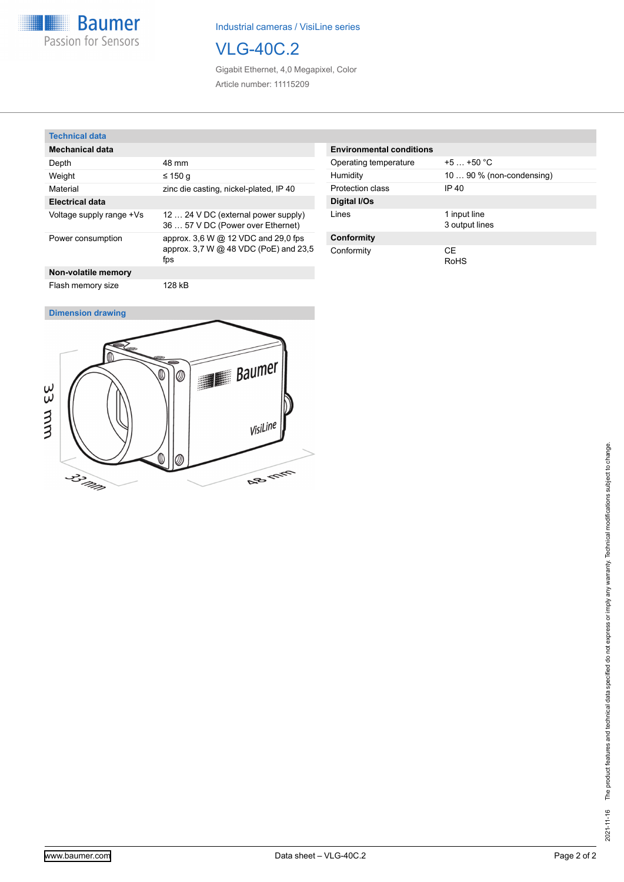Industrial cameras / VisiLine series

# VLG-40C.2

Gigabit Ethernet, 4,0 Megapixel, Color

Article number: 11115209

## Technical data

| Mechanical data | |
|---|---|
| Depth | 48 mm |
| Weight | ≤ 150 g |
| Material | zinc die casting, nickel-plated, IP 40 |
| **Electrical data** | |
| Voltage supply range +Vs | 12 … 24 V DC (external power supply)<br>36 … 57 V DC (Power over Ethernet) |
| Power consumption | approx. 3,6 W @ 12 VDC and 29,0 fps<br>approx. 3,7 W @ 48 VDC (PoE) and 23,5 fps |
| **Non-volatile memory** | |
| Flash memory size | 128 kB |

| Environmental conditions | |
|---|---|
| Operating temperature | +5 … +50 °C |
| Humidity | 10 … 90 % (non-condensing) |
| Protection class | IP 40 |
| **Digital I/Os** | |
| Lines | 1 input line<br>3 output lines |
| **Conformity** | |
| Conformity | CE<br>RoHS |

## Dimension drawing

33 mm

33 mm

48 mm

2021-11-16 The product features and technical data specified do not express or imply any warranty. Technical modifications subject to change.

www.baumer.com

Data sheet – VLG-40C.2